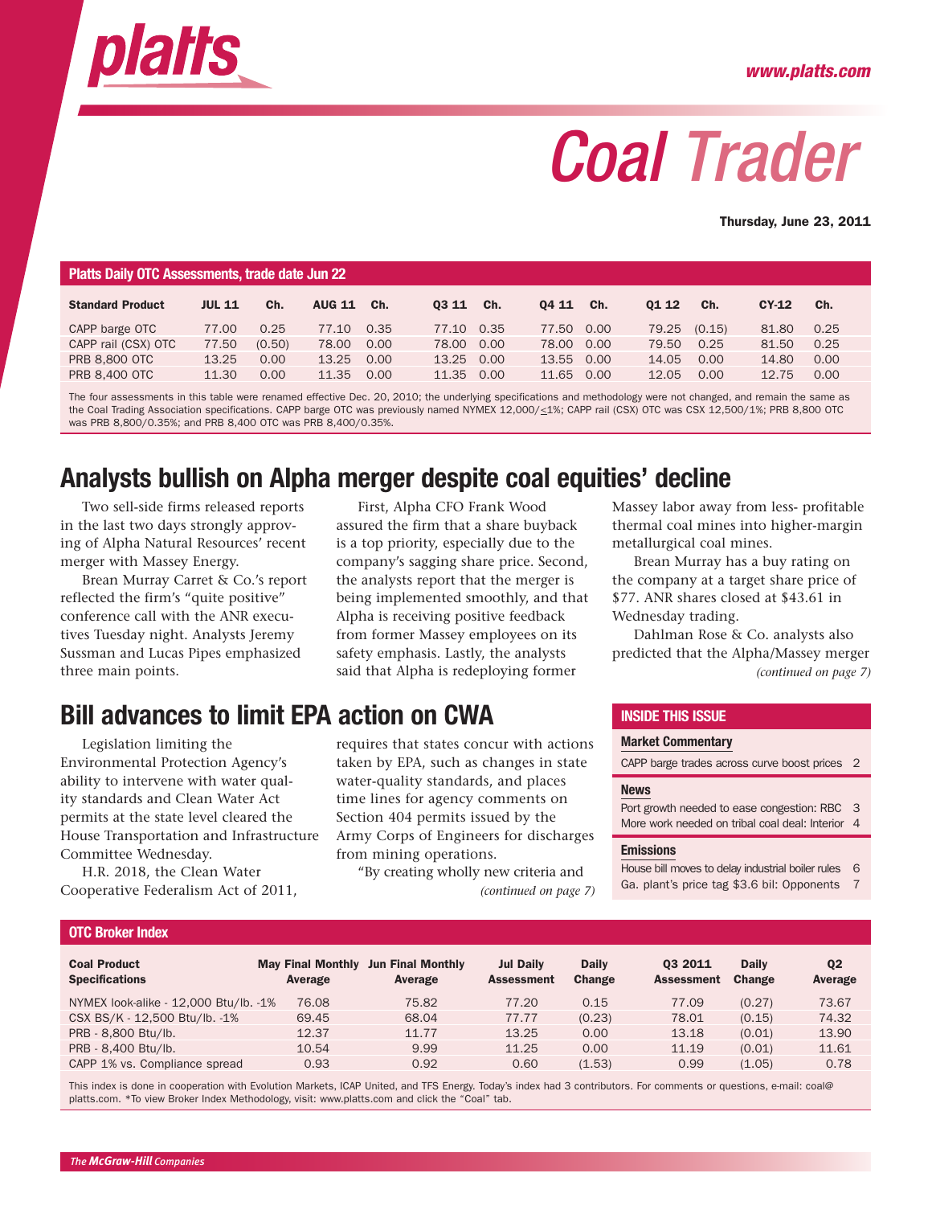# Coal Trader

**Thursday, June 23, 2011**

**Platts Daily OTC Assessments, trade date Jun 22**

| Standard Product | JUL 11 | Ch. | AUG 11 | Ch. | Q3 11 | Ch. | Q4 11 | Ch. | Q1 12 | Ch. | CY-12 | Ch. |
|---|---|---|---|---|---|---|---|---|---|---|---|---|
| CAPP barge OTC | 77.00 | 0.25 | 77.10 | 0.35 | 77.10 | 0.35 | 77.50 | 0.00 | 79.25 | (0.15) | 81.80 | 0.25 |
| CAPP rail (CSX) OTC | 77.50 | (0.50) | 78.00 | 0.00 | 78.00 | 0.00 | 78.00 | 0.00 | 79.50 | 0.25 | 81.50 | 0.25 |
| PRB 8,800 OTC | 13.25 | 0.00 | 13.25 | 0.00 | 13.25 | 0.00 | 13.55 | 0.00 | 14.05 | 0.00 | 14.80 | 0.00 |
| PRB 8,400 OTC | 11.30 | 0.00 | 11.35 | 0.00 | 11.35 | 0.00 | 11.65 | 0.00 | 12.05 | 0.00 | 12.75 | 0.00 |

The four assessments in this table were renamed effective Dec. 20, 2010; the underlying specifications and methodology were not changed, and remain the same as the Coal Trading Association specifications. CAPP barge OTC was previously named NYMEX 12,000/≤1%; CAPP rail (CSX) OTC was CSX 12,500/1%; PRB 8,800 OTC was PRB 8,800/0.35%; and PRB 8,400 OTC was PRB 8,400/0.35%.

## Analysts bullish on Alpha merger despite coal equities' decline

Two sell-side firms released reports in the last two days strongly approving of Alpha Natural Resources' recent merger with Massey Energy.

Brean Murray Carret & Co.'s report reflected the firm's "quite positive" conference call with the ANR executives Tuesday night. Analysts Jeremy Sussman and Lucas Pipes emphasized three main points.

First, Alpha CFO Frank Wood assured the firm that a share buyback is a top priority, especially due to the company's sagging share price. Second, the analysts report that the merger is being implemented smoothly, and that Alpha is receiving positive feedback from former Massey employees on its safety emphasis. Lastly, the analysts said that Alpha is redeploying former Massey labor away from less- profitable thermal coal mines into higher-margin metallurgical coal mines.

Brean Murray has a buy rating on the company at a target share price of $77. ANR shares closed at $43.61 in Wednesday trading.

Dahlman Rose & Co. analysts also predicted that the Alpha/Massey merger

*(continued on page 7)*

## Bill advances to limit EPA action on CWA

Legislation limiting the Environmental Protection Agency's ability to intervene with water quality standards and Clean Water Act permits at the state level cleared the House Transportation and Infrastructure Committee Wednesday.

H.R. 2018, the Clean Water Cooperative Federalism Act of 2011, requires that states concur with actions taken by EPA, such as changes in state water-quality standards, and places time lines for agency comments on Section 404 permits issued by the Army Corps of Engineers for discharges from mining operations.

"By creating wholly new criteria and

*(continued on page 7)*

### INSIDE THIS ISSUE

**Market Commentary**

CAPP barge trades across curve boost prices 2

**News**

Port growth needed to ease congestion: RBC 3

More work needed on tribal coal deal: Interior 4

**Emissions**

House bill moves to delay industrial boiler rules 6

Ga. plant's price tag $3.6 bil: Opponents 7

**OTC Broker Index**

| Coal Product Specifications | May Final Monthly Average | Jun Final Monthly Average | Jul Daily Assessment | Daily Change | Q3 2011 Assessment | Daily Change | Q2 Average |
|---|---|---|---|---|---|---|---|
| NYMEX look-alike - 12,000 Btu/lb. -1% | 76.08 | 75.82 | 77.20 | 0.15 | 77.09 | (0.27) | 73.67 |
| CSX BS/K - 12,500 Btu/lb. -1% | 69.45 | 68.04 | 77.77 | (0.23) | 78.01 | (0.15) | 74.32 |
| PRB - 8,800 Btu/lb. | 12.37 | 11.77 | 13.25 | 0.00 | 13.18 | (0.01) | 13.90 |
| PRB - 8,400 Btu/lb. | 10.54 | 9.99 | 11.25 | 0.00 | 11.19 | (0.01) | 11.61 |
| CAPP 1% vs. Compliance spread | 0.93 | 0.92 | 0.60 | (1.53) | 0.99 | (1.05) | 0.78 |

This index is done in cooperation with Evolution Markets, ICAP United, and TFS Energy. Today's index had 3 contributors. For comments or questions, e-mail: coal@platts.com. *To view Broker Index Methodology, visit: www.platts.com and click the "Coal" tab.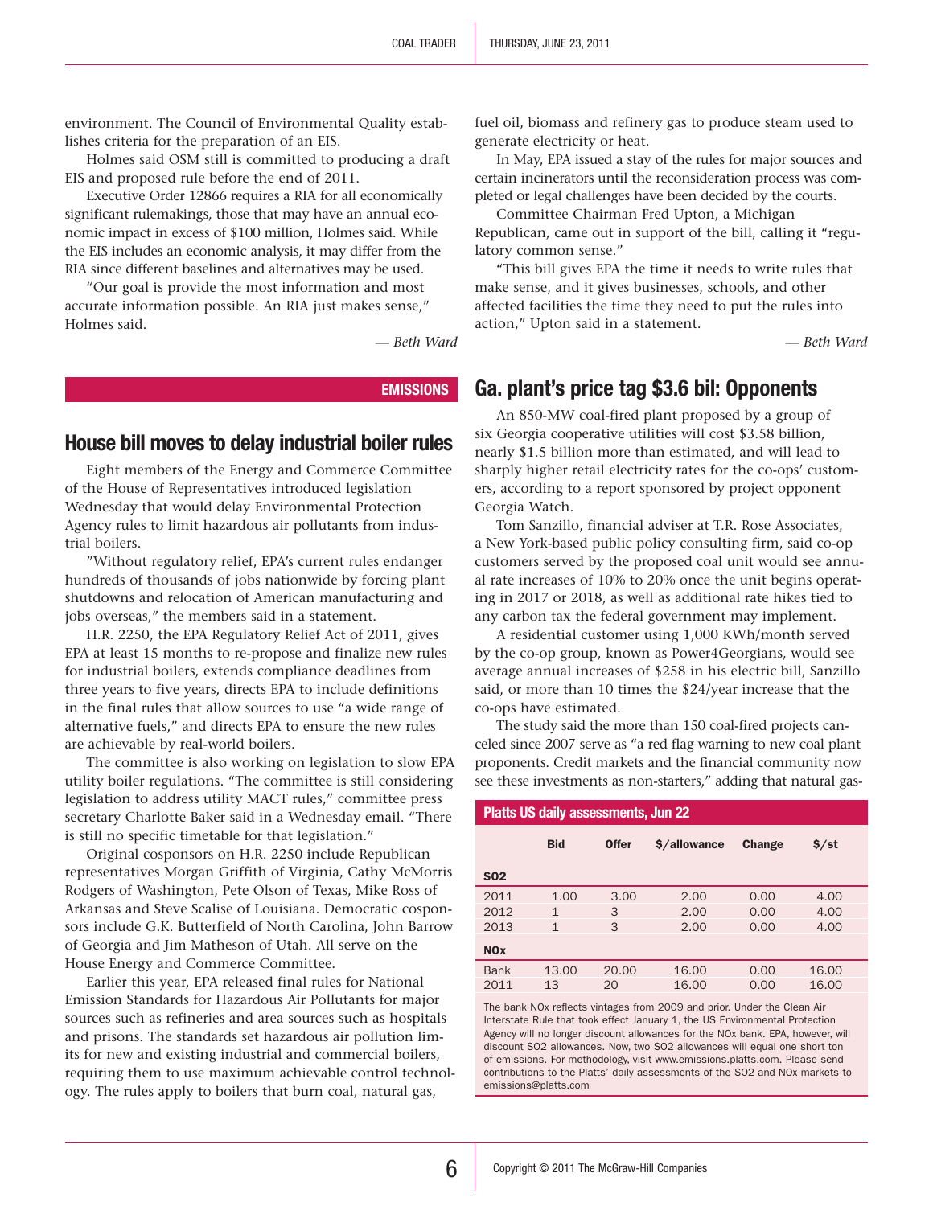environment. The Council of Environmental Quality establishes criteria for the preparation of an EIS.

Holmes said OSM still is committed to producing a draft EIS and proposed rule before the end of 2011.

Executive Order 12866 requires a RIA for all economically significant rulemakings, those that may have an annual economic impact in excess of $100 million, Holmes said. While the EIS includes an economic analysis, it may differ from the RIA since different baselines and alternatives may be used.

"Our goal is provide the most information and most accurate information possible. An RIA just makes sense," Holmes said.

*— Beth Ward*

**EMISSIONS**

## House bill moves to delay industrial boiler rules

Eight members of the Energy and Commerce Committee of the House of Representatives introduced legislation Wednesday that would delay Environmental Protection Agency rules to limit hazardous air pollutants from industrial boilers.

"Without regulatory relief, EPA's current rules endanger hundreds of thousands of jobs nationwide by forcing plant shutdowns and relocation of American manufacturing and jobs overseas," the members said in a statement.

H.R. 2250, the EPA Regulatory Relief Act of 2011, gives EPA at least 15 months to re-propose and finalize new rules for industrial boilers, extends compliance deadlines from three years to five years, directs EPA to include definitions in the final rules that allow sources to use "a wide range of alternative fuels," and directs EPA to ensure the new rules are achievable by real-world boilers.

The committee is also working on legislation to slow EPA utility boiler regulations. "The committee is still considering legislation to address utility MACT rules," committee press secretary Charlotte Baker said in a Wednesday email. "There is still no specific timetable for that legislation."

Original cosponsors on H.R. 2250 include Republican representatives Morgan Griffith of Virginia, Cathy McMorris Rodgers of Washington, Pete Olson of Texas, Mike Ross of Arkansas and Steve Scalise of Louisiana. Democratic cosponsors include G.K. Butterfield of North Carolina, John Barrow of Georgia and Jim Matheson of Utah. All serve on the House Energy and Commerce Committee.

Earlier this year, EPA released final rules for National Emission Standards for Hazardous Air Pollutants for major sources such as refineries and area sources such as hospitals and prisons. The standards set hazardous air pollution limits for new and existing industrial and commercial boilers, requiring them to use maximum achievable control technology. The rules apply to boilers that burn coal, natural gas, fuel oil, biomass and refinery gas to produce steam used to generate electricity or heat.

In May, EPA issued a stay of the rules for major sources and certain incinerators until the reconsideration process was completed or legal challenges have been decided by the courts.

Committee Chairman Fred Upton, a Michigan Republican, came out in support of the bill, calling it "regulatory common sense."

"This bill gives EPA the time it needs to write rules that make sense, and it gives businesses, schools, and other affected facilities the time they need to put the rules into action," Upton said in a statement.

*— Beth Ward*

## Ga. plant's price tag $3.6 bil: Opponents

An 850-MW coal-fired plant proposed by a group of six Georgia cooperative utilities will cost $3.58 billion, nearly $1.5 billion more than estimated, and will lead to sharply higher retail electricity rates for the co-ops' customers, according to a report sponsored by project opponent Georgia Watch.

Tom Sanzillo, financial adviser at T.R. Rose Associates, a New York-based public policy consulting firm, said co-op customers served by the proposed coal unit would see annual rate increases of 10% to 20% once the unit begins operating in 2017 or 2018, as well as additional rate hikes tied to any carbon tax the federal government may implement.

A residential customer using 1,000 KWh/month served by the co-op group, known as Power4Georgians, would see average annual increases of $258 in his electric bill, Sanzillo said, or more than 10 times the $24/year increase that the co-ops have estimated.

The study said the more than 150 coal-fired projects canceled since 2007 serve as "a red flag warning to new coal plant proponents. Credit markets and the financial community now see these investments as non-starters," adding that natural gas-

**Platts US daily assessments, Jun 22**

| | Bid | Offer | $/allowance | Change | $/st |
|---|---|---|---|---|---|
| **SO2** | | | | | |
| 2011 | 1.00 | 3.00 | 2.00 | 0.00 | 4.00 |
| 2012 | 1 | 3 | 2.00 | 0.00 | 4.00 |
| 2013 | 1 | 3 | 2.00 | 0.00 | 4.00 |
| **NOx** | | | | | |
| Bank | 13.00 | 20.00 | 16.00 | 0.00 | 16.00 |
| 2011 | 13 | 20 | 16.00 | 0.00 | 16.00 |

The bank NOx reflects vintages from 2009 and prior. Under the Clean Air Interstate Rule that took effect January 1, the US Environmental Protection Agency will no longer discount allowances for the NOx bank. EPA, however, will discount SO2 allowances. Now, two SO2 allowances will equal one short ton of emissions. For methodology, visit www.emissions.platts.com. Please send contributions to the Platts' daily assessments of the SO2 and NOx markets to emissions@platts.com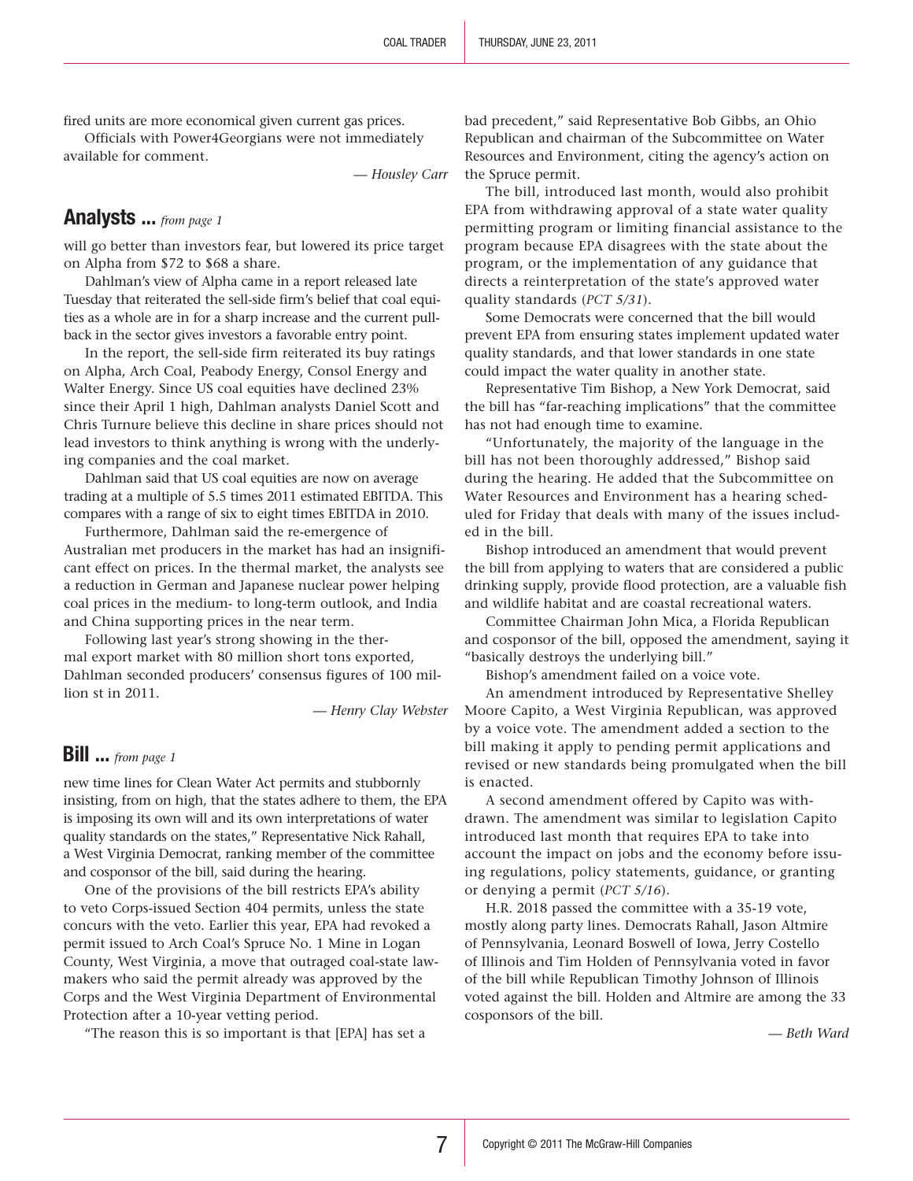fired units are more economical given current gas prices.

Officials with Power4Georgians were not immediately available for comment.

*— Housley Carr*

## Analysts ... *from page 1*

will go better than investors fear, but lowered its price target on Alpha from $72 to $68 a share.

Dahlman's view of Alpha came in a report released late Tuesday that reiterated the sell-side firm's belief that coal equities as a whole are in for a sharp increase and the current pullback in the sector gives investors a favorable entry point.

In the report, the sell-side firm reiterated its buy ratings on Alpha, Arch Coal, Peabody Energy, Consol Energy and Walter Energy. Since US coal equities have declined 23% since their April 1 high, Dahlman analysts Daniel Scott and Chris Turnure believe this decline in share prices should not lead investors to think anything is wrong with the underlying companies and the coal market.

Dahlman said that US coal equities are now on average trading at a multiple of 5.5 times 2011 estimated EBITDA. This compares with a range of six to eight times EBITDA in 2010.

Furthermore, Dahlman said the re-emergence of Australian met producers in the market has had an insignificant effect on prices. In the thermal market, the analysts see a reduction in German and Japanese nuclear power helping coal prices in the medium- to long-term outlook, and India and China supporting prices in the near term.

Following last year's strong showing in the thermal export market with 80 million short tons exported, Dahlman seconded producers' consensus figures of 100 million st in 2011.

*— Henry Clay Webster*

## Bill ... *from page 1*

new time lines for Clean Water Act permits and stubbornly insisting, from on high, that the states adhere to them, the EPA is imposing its own will and its own interpretations of water quality standards on the states," Representative Nick Rahall, a West Virginia Democrat, ranking member of the committee and cosponsor of the bill, said during the hearing.

One of the provisions of the bill restricts EPA's ability to veto Corps-issued Section 404 permits, unless the state concurs with the veto. Earlier this year, EPA had revoked a permit issued to Arch Coal's Spruce No. 1 Mine in Logan County, West Virginia, a move that outraged coal-state lawmakers who said the permit already was approved by the Corps and the West Virginia Department of Environmental Protection after a 10-year vetting period.

"The reason this is so important is that [EPA] has set a bad precedent," said Representative Bob Gibbs, an Ohio Republican and chairman of the Subcommittee on Water Resources and Environment, citing the agency's action on the Spruce permit.

The bill, introduced last month, would also prohibit EPA from withdrawing approval of a state water quality permitting program or limiting financial assistance to the program because EPA disagrees with the state about the program, or the implementation of any guidance that directs a reinterpretation of the state's approved water quality standards (*PCT 5/31*).

Some Democrats were concerned that the bill would prevent EPA from ensuring states implement updated water quality standards, and that lower standards in one state could impact the water quality in another state.

Representative Tim Bishop, a New York Democrat, said the bill has "far-reaching implications" that the committee has not had enough time to examine.

"Unfortunately, the majority of the language in the bill has not been thoroughly addressed," Bishop said during the hearing. He added that the Subcommittee on Water Resources and Environment has a hearing scheduled for Friday that deals with many of the issues included in the bill.

Bishop introduced an amendment that would prevent the bill from applying to waters that are considered a public drinking supply, provide flood protection, are a valuable fish and wildlife habitat and are coastal recreational waters.

Committee Chairman John Mica, a Florida Republican and cosponsor of the bill, opposed the amendment, saying it "basically destroys the underlying bill."

Bishop's amendment failed on a voice vote.

An amendment introduced by Representative Shelley Moore Capito, a West Virginia Republican, was approved by a voice vote. The amendment added a section to the bill making it apply to pending permit applications and revised or new standards being promulgated when the bill is enacted.

A second amendment offered by Capito was withdrawn. The amendment was similar to legislation Capito introduced last month that requires EPA to take into account the impact on jobs and the economy before issuing regulations, policy statements, guidance, or granting or denying a permit (*PCT 5/16*).

H.R. 2018 passed the committee with a 35-19 vote, mostly along party lines. Democrats Rahall, Jason Altmire of Pennsylvania, Leonard Boswell of Iowa, Jerry Costello of Illinois and Tim Holden of Pennsylvania voted in favor of the bill while Republican Timothy Johnson of Illinois voted against the bill. Holden and Altmire are among the 33 cosponsors of the bill.

*— Beth Ward*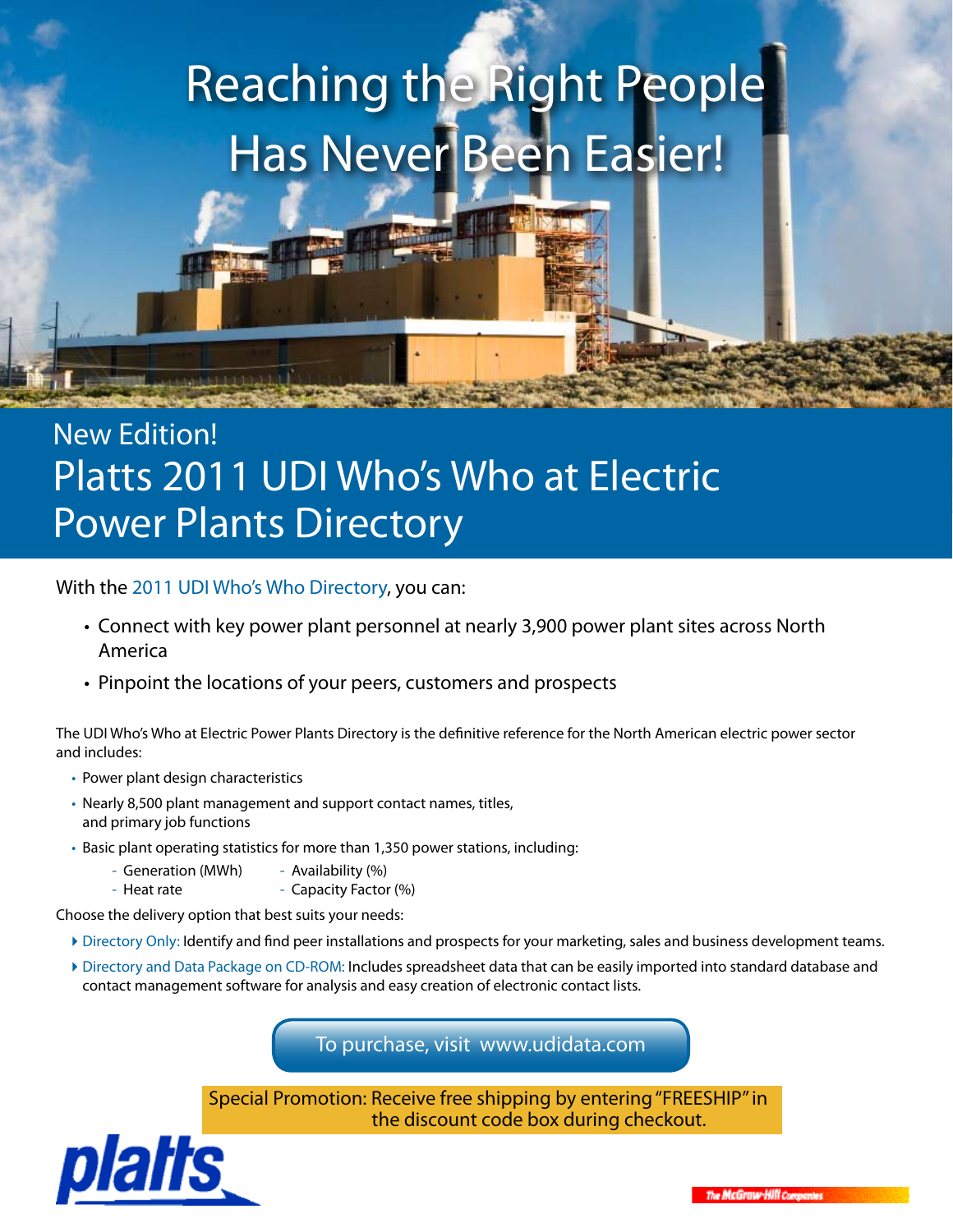# Reaching the Right People Has Never Been Easier!

## New Edition!

## Platts 2011 UDI Who's Who at Electric Power Plants Directory

With the 2011 UDI Who's Who Directory, you can:

- Connect with key power plant personnel at nearly 3,900 power plant sites across North America
- Pinpoint the locations of your peers, customers and prospects

The UDI Who's Who at Electric Power Plants Directory is the definitive reference for the North American electric power sector and includes:

- Power plant design characteristics
- Nearly 8,500 plant management and support contact names, titles, and primary job functions
- Basic plant operating statistics for more than 1,350 power stations, including:
  - Generation (MWh)
  - Heat rate
  - Availability (%)
  - Capacity Factor (%)

Choose the delivery option that best suits your needs:

- Directory Only: Identify and find peer installations and prospects for your marketing, sales and business development teams.
- Directory and Data Package on CD-ROM: Includes spreadsheet data that can be easily imported into standard database and contact management software for analysis and easy creation of electronic contact lists.

To purchase, visit www.udidata.com

Special Promotion: Receive free shipping by entering "FREESHIP" in the discount code box during checkout.

platts

The McGraw-Hill Companies